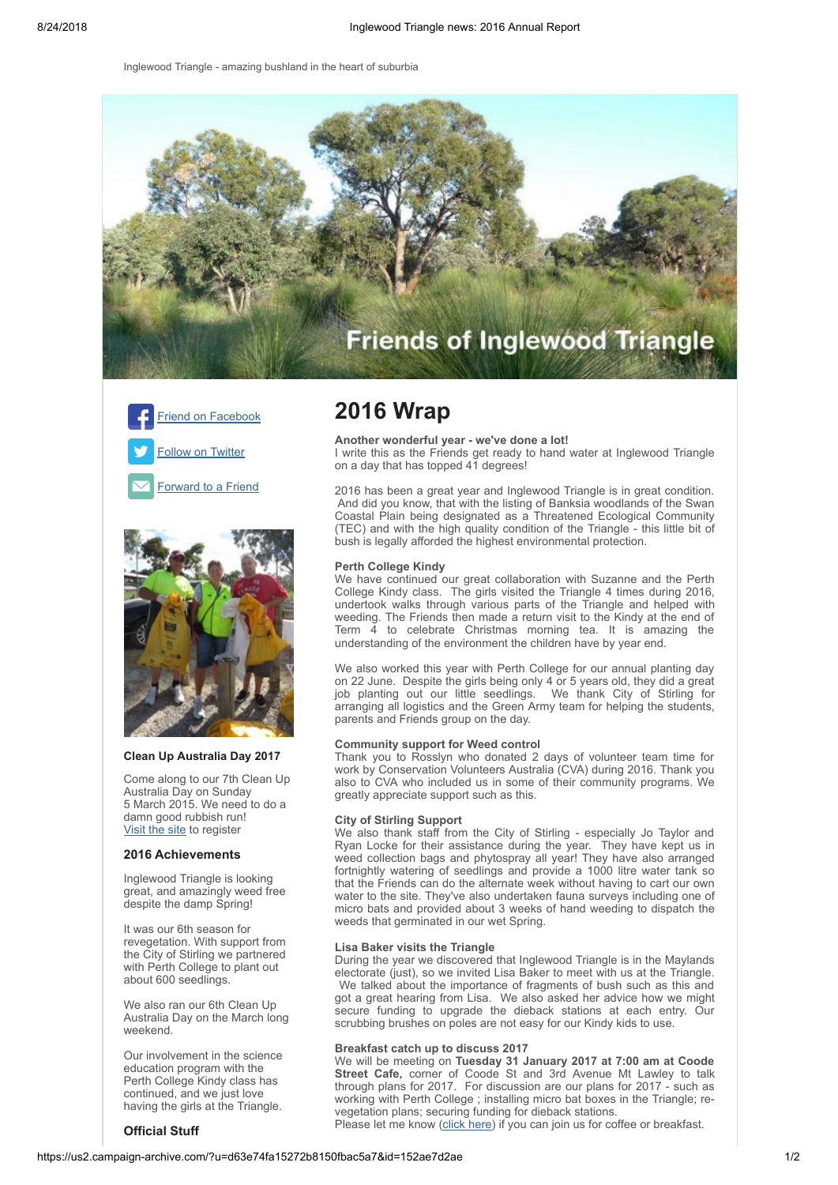Inglewood Triangle - amazing bushland in the heart of suburbia

Friends of Inglewood Triangle

[Friend on Facebook]

[Follow on Twitter]

[Forward to a Friend]

### Clean Up Australia Day 2017

Come along to our 7th Clean Up Australia Day on Sunday 5 March 2015. We need to do a damn good rubbish run!
[Visit the site] to register

### 2016 Achievements

Inglewood Triangle is looking great, and amazingly weed free despite the damp Spring!

It was our 6th season for revegetation. With support from the City of Stirling we partnered with Perth College to plant out about 600 seedlings.

We also ran our 6th Clean Up Australia Day on the March long weekend.

Our involvement in the science education program with the Perth College Kindy class has continued, and we just love having the girls at the Triangle.

### Official Stuff

# 2016 Wrap

**Another wonderful year - we've done a lot!**
I write this as the Friends get ready to hand water at Inglewood Triangle on a day that has topped 41 degrees!

2016 has been a great year and Inglewood Triangle is in great condition. And did you know, that with the listing of Banksia woodlands of the Swan Coastal Plain being designated as a Threatened Ecological Community (TEC) and with the high quality condition of the Triangle - this little bit of bush is legally afforded the highest environmental protection.

**Perth College Kindy**
We have continued our great collaboration with Suzanne and the Perth College Kindy class. The girls visited the Triangle 4 times during 2016, undertook walks through various parts of the Triangle and helped with weeding. The Friends then made a return visit to the Kindy at the end of Term 4 to celebrate Christmas morning tea. It is amazing the understanding of the environment the children have by year end.

We also worked this year with Perth College for our annual planting day on 22 June. Despite the girls being only 4 or 5 years old, they did a great job planting out our little seedlings. We thank City of Stirling for arranging all logistics and the Green Army team for helping the students, parents and Friends group on the day.

**Community support for Weed control**
Thank you to Rosslyn who donated 2 days of volunteer team time for work by Conservation Volunteers Australia (CVA) during 2016. Thank you also to CVA who included us in some of their community programs. We greatly appreciate support such as this.

**City of Stirling Support**
We also thank staff from the City of Stirling - especially Jo Taylor and Ryan Locke for their assistance during the year. They have kept us in weed collection bags and phytospray all year! They have also arranged fortnightly watering of seedlings and provide a 1000 litre water tank so that the Friends can do the alternate week without having to cart our own water to the site. They've also undertaken fauna surveys including one of micro bats and provided about 3 weeks of hand weeding to dispatch the weeds that germinated in our wet Spring.

**Lisa Baker visits the Triangle**
During the year we discovered that Inglewood Triangle is in the Maylands electorate (just), so we invited Lisa Baker to meet with us at the Triangle. We talked about the importance of fragments of bush such as this and got a great hearing from Lisa. We also asked her advice how we might secure funding to upgrade the dieback stations at each entry. Our scrubbing brushes on poles are not easy for our Kindy kids to use.

**Breakfast catch up to discuss 2017**
We will be meeting on **Tuesday 31 January 2017 at 7:00 am at Coode Street Cafe,** corner of Coode St and 3rd Avenue Mt Lawley to talk through plans for 2017. For discussion are our plans for 2017 - such as working with Perth College ; installing micro bat boxes in the Triangle; re-vegetation plans; securing funding for dieback stations.
Please let me know ([click here]) if you can join us for coffee or breakfast.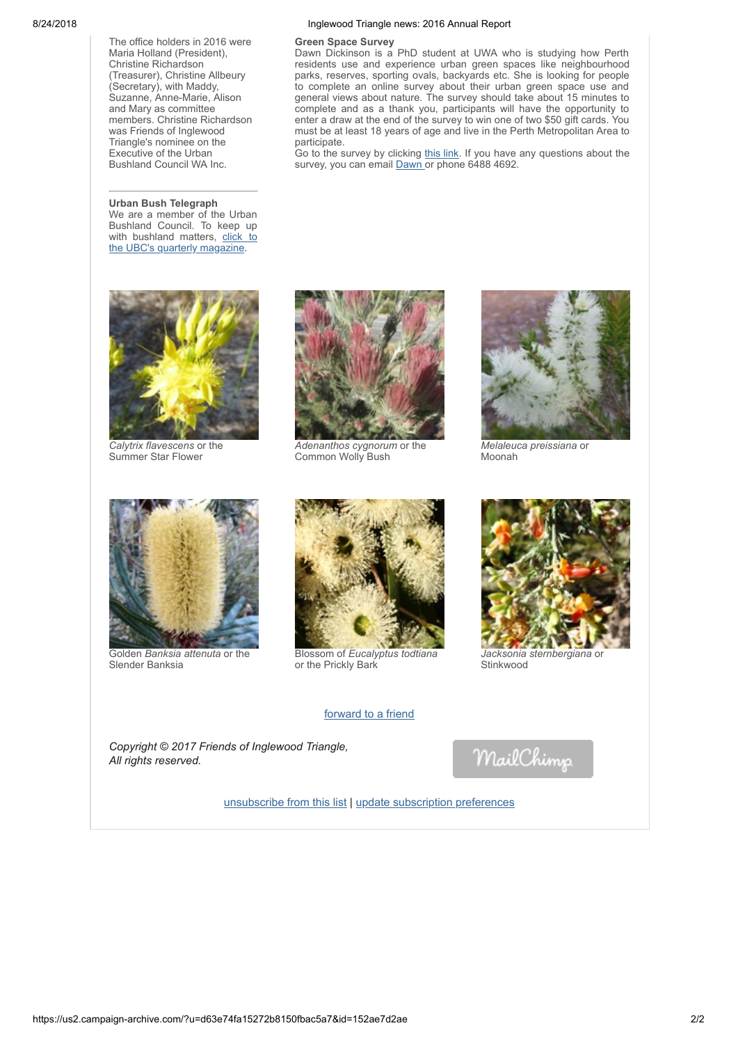The office holders in 2016 were Maria Holland (President), Christine Richardson (Treasurer), Christine Allbeury (Secretary), with Maddy, Suzanne, Anne-Marie, Alison and Mary as committee members. Christine Richardson was Friends of Inglewood Triangle's nominee on the Executive of the Urban Bushland Council WA Inc.

**Urban Bush Telegraph**
We are a member of the Urban Bushland Council. To keep up with bushland matters, click to the UBC's quarterly magazine.

**Green Space Survey**
Dawn Dickinson is a PhD student at UWA who is studying how Perth residents use and experience urban green spaces like neighbourhood parks, reserves, sporting ovals, backyards etc. She is looking for people to complete an online survey about their urban green space use and general views about nature. The survey should take about 15 minutes to complete and as a thank you, participants will have the opportunity to enter a draw at the end of the survey to win one of two $50 gift cards. You must be at least 18 years of age and live in the Perth Metropolitan Area to participate.
Go to the survey by clicking this link. If you have any questions about the survey, you can email Dawn or phone 6488 4692.

*Calytrix flavescens* or the Summer Star Flower

*Adenanthos cygnorum* or the Common Wolly Bush

*Melaleuca preissiana* or Moonah

Golden *Banksia attenuta* or the Slender Banksia

Blossom of *Eucalyptus todtiana* or the Prickly Bark

*Jacksonia sternbergiana* or Stinkwood

forward to a friend

*Copyright © 2017 Friends of Inglewood Triangle, All rights reserved.*

MailChimp

unsubscribe from this list | update subscription preferences